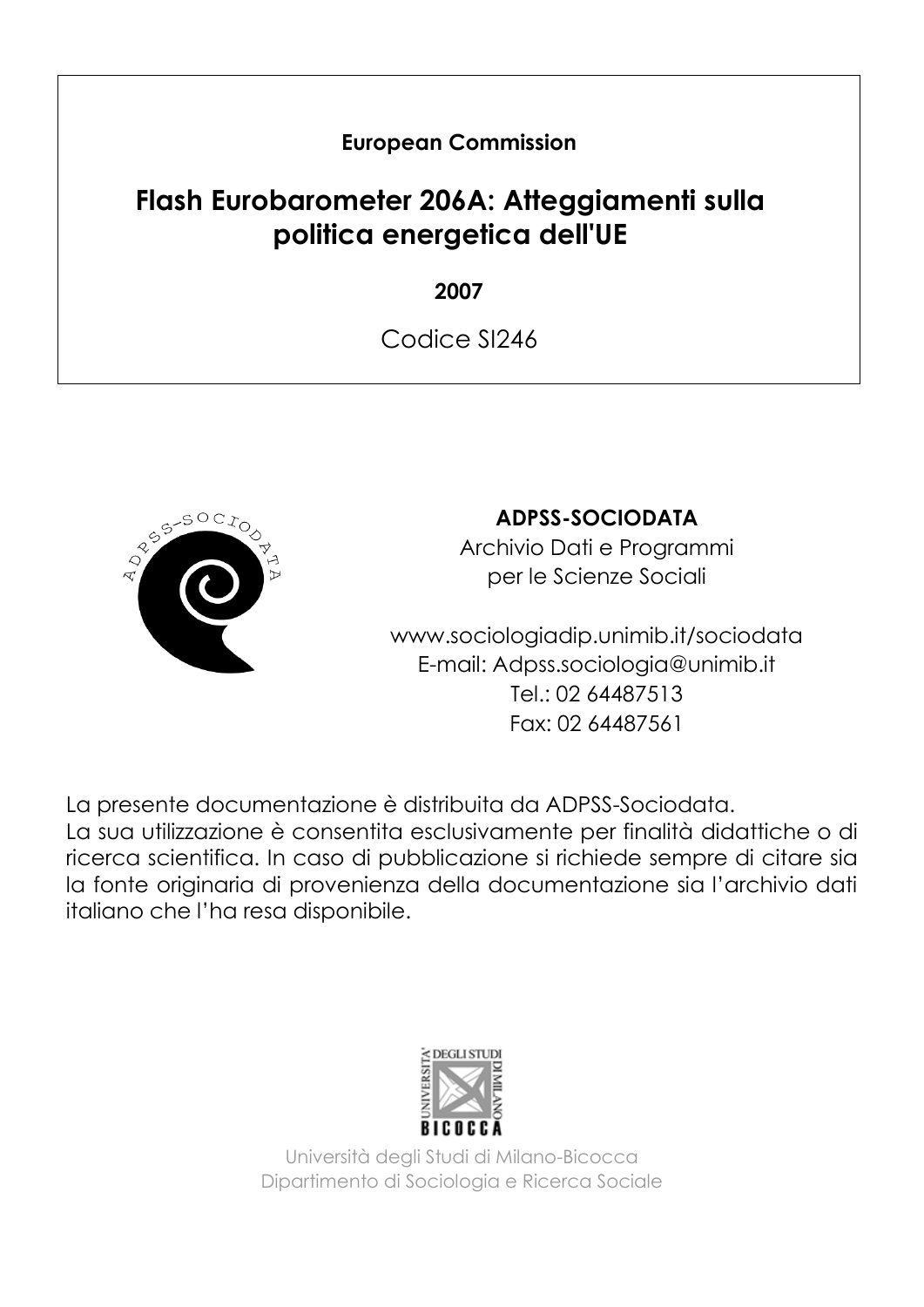**European Commission**

# Flash Eurobarometer 206A: Atteggiamenti sulla politica energetica dell'UE

**2007**

Codice SI246

**ADPSS-SOCIODATA**

Archivio Dati e Programmi per le Scienze Sociali

www.sociologiadip.unimib.it/sociodata
E-mail: Adpss.sociologia@unimib.it
Tel.: 02 64487513
Fax: 02 64487561

La presente documentazione è distribuita da ADPSS-Sociodata.
La sua utilizzazione è consentita esclusivamente per finalità didattiche o di ricerca scientifica. In caso di pubblicazione si richiede sempre di citare sia la fonte originaria di provenienza della documentazione sia l'archivio dati italiano che l'ha resa disponibile.

Università degli Studi di Milano-Bicocca
Dipartimento di Sociologia e Ricerca Sociale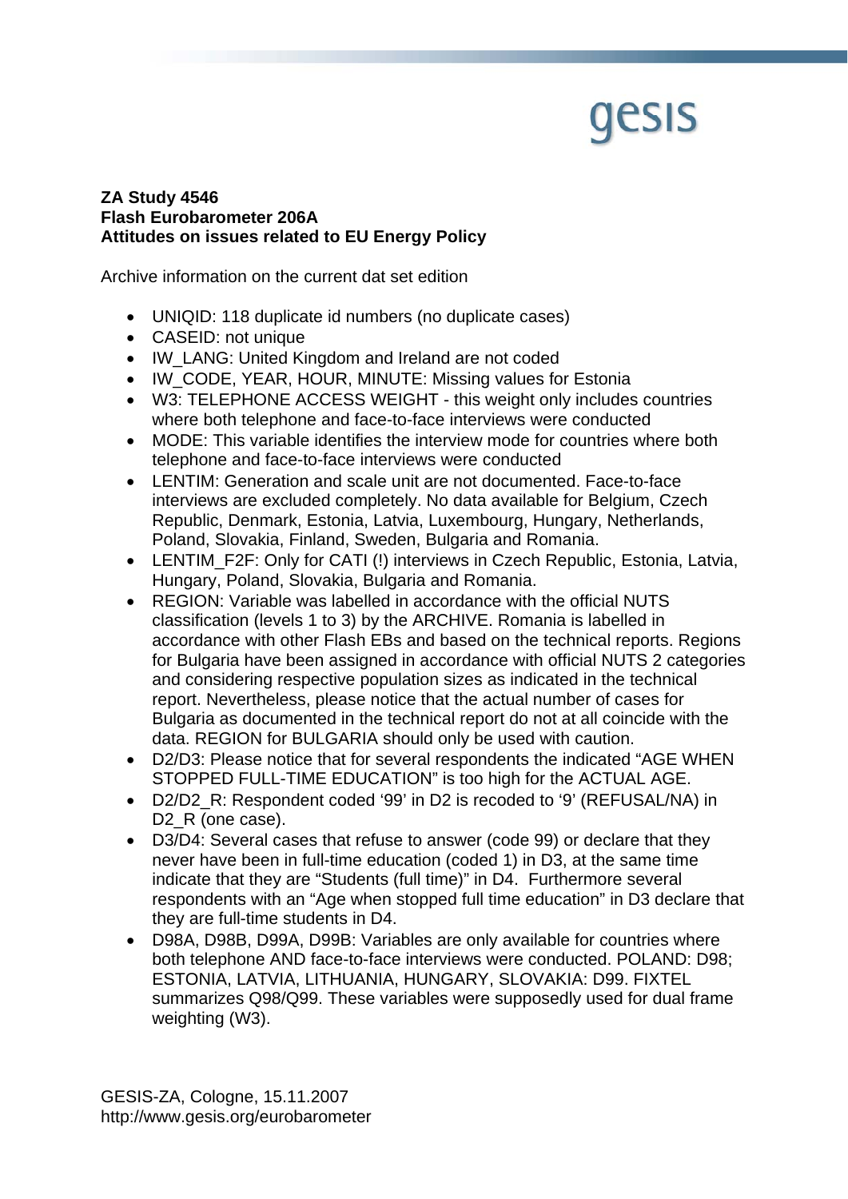**ZA Study 4546**
**Flash Eurobarometer 206A**
**Attitudes on issues related to EU Energy Policy**

Archive information on the current dat set edition

- UNIQID: 118 duplicate id numbers (no duplicate cases)
- CASEID: not unique
- IW_LANG: United Kingdom and Ireland are not coded
- IW_CODE, YEAR, HOUR, MINUTE: Missing values for Estonia
- W3: TELEPHONE ACCESS WEIGHT - this weight only includes countries where both telephone and face-to-face interviews were conducted
- MODE: This variable identifies the interview mode for countries where both telephone and face-to-face interviews were conducted
- LENTIM: Generation and scale unit are not documented. Face-to-face interviews are excluded completely. No data available for Belgium, Czech Republic, Denmark, Estonia, Latvia, Luxembourg, Hungary, Netherlands, Poland, Slovakia, Finland, Sweden, Bulgaria and Romania.
- LENTIM_F2F: Only for CATI (!) interviews in Czech Republic, Estonia, Latvia, Hungary, Poland, Slovakia, Bulgaria and Romania.
- REGION: Variable was labelled in accordance with the official NUTS classification (levels 1 to 3) by the ARCHIVE. Romania is labelled in accordance with other Flash EBs and based on the technical reports. Regions for Bulgaria have been assigned in accordance with official NUTS 2 categories and considering respective population sizes as indicated in the technical report. Nevertheless, please notice that the actual number of cases for Bulgaria as documented in the technical report do not at all coincide with the data. REGION for BULGARIA should only be used with caution.
- D2/D3: Please notice that for several respondents the indicated "AGE WHEN STOPPED FULL-TIME EDUCATION" is too high for the ACTUAL AGE.
- D2/D2_R: Respondent coded '99' in D2 is recoded to '9' (REFUSAL/NA) in D2_R (one case).
- D3/D4: Several cases that refuse to answer (code 99) or declare that they never have been in full-time education (coded 1) in D3, at the same time indicate that they are "Students (full time)" in D4. Furthermore several respondents with an "Age when stopped full time education" in D3 declare that they are full-time students in D4.
- D98A, D98B, D99A, D99B: Variables are only available for countries where both telephone AND face-to-face interviews were conducted. POLAND: D98; ESTONIA, LATVIA, LITHUANIA, HUNGARY, SLOVAKIA: D99. FIXTEL summarizes Q98/Q99. These variables were supposedly used for dual frame weighting (W3).

GESIS-ZA, Cologne, 15.11.2007
http://www.gesis.org/eurobarometer